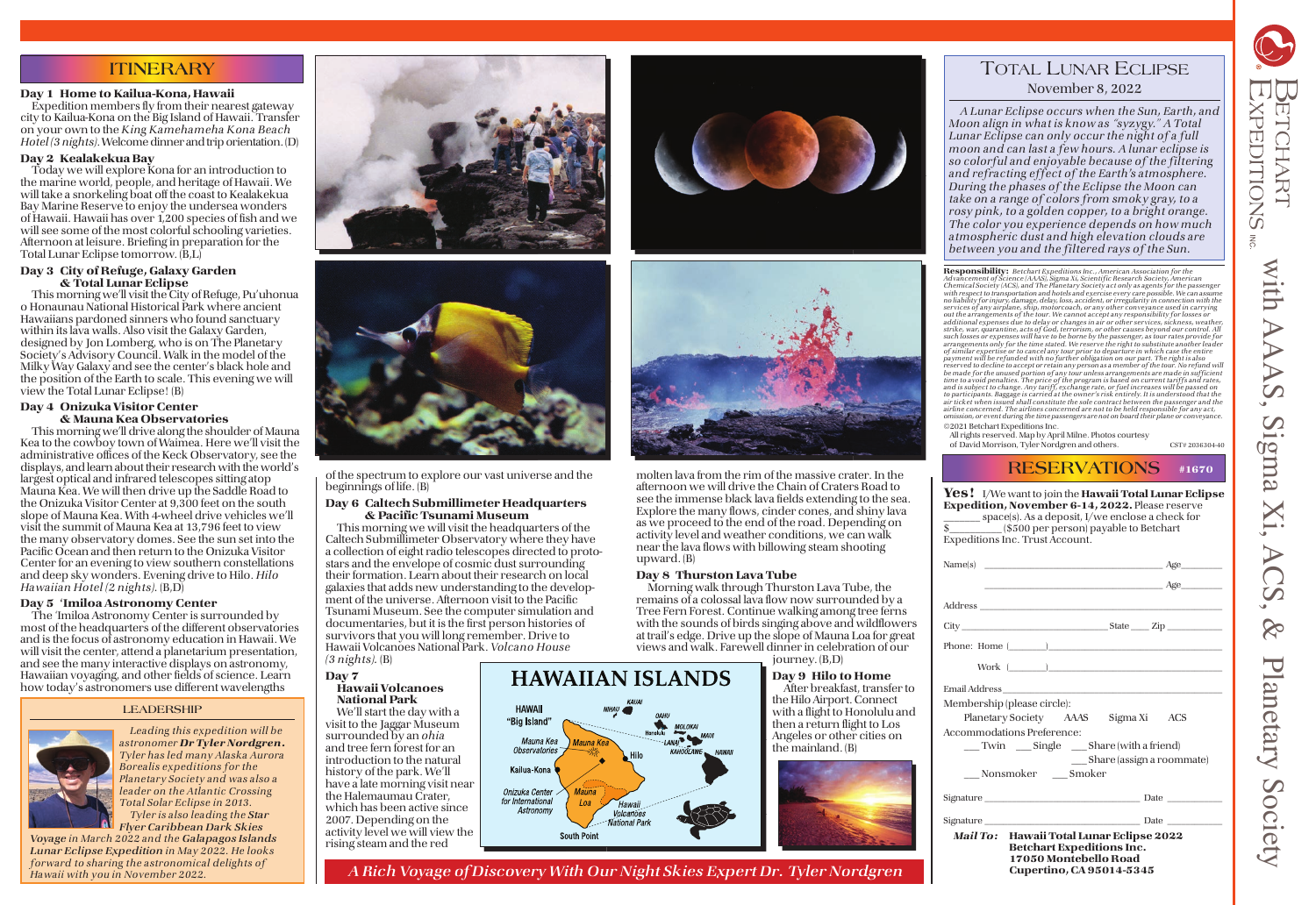## ITINERARY

### Day 1 Home to Kailua-Kona, Hawaii

Expedition members fly from their nearest gateway city to Kailua-Kona on the Big Island of Hawaii. Transfer on your own to the *King Kamehameha Kona Beach Hotel (3 nights).* Welcome dinner and trip orientation. (D)

### Day 2 Kealakekua Bay

Today we will explore Kona for an introduction to the marine world, people, and heritage of Hawaii. We will take a snorkeling boat off the coast to Kealakekua Bay Marine Reserve to enjoy the undersea wonders of Hawaii. Hawaii has over 1,200 species of fish and we will see some of the most colorful schooling varieties. Afternoon at leisure. Briefing in preparation for the Total Lunar Eclipse tomorrow. (B,L)

### Day 3 City of Refuge, Galaxy Garden & Total Lunar Eclipse

This morning we'll visit the City of Refuge, Pu'uhonua o Honaunau National Historical Park where ancient Hawaiians pardoned sinners who found sanctuary within its lava walls. Also visit the Galaxy Garden, designed by Jon Lomberg, who is on The Planetary Society's Advisory Council. Walk in the model of the Milky Way Galaxy and see the center's black hole and the position of the Earth to scale. This evening we will view the Total Lunar Eclipse! (B)

### Day 4 Onizuka Visitor Center & Mauna Kea Observatories

This morning we'll drive along the shoulder of Mauna Kea to the cowboy town of Waimea. Here we'll visit the administrative offices of the Keck Observatory, see the displays, and learn about their research with the world's largest optical and infrared telescopes sitting atop Mauna Kea. We will then drive up the Saddle Road to the Onizuka Visitor Center at 9,300 feet on the south slope of Mauna Kea. With 4-wheel drive vehicles we'll visit the summit of Mauna Kea at 13,796 feet to view the many observatory domes. See the sun set into the Pacific Ocean and then return to the Onizuka Visitor Center for an evening to view southern constellations and deep sky wonders. Evening drive to Hilo. *Hilo Hawaiian Hotel (2 nights).* (B,D)

### Day 5 'Imiloa Astronomy Center

The 'Imiloa Astronomy Center is surrounded by most of the headquarters of the different observatories and is the focus of astronomy education in Hawaii. We will visit the center, attend a planetarium presentation, and see the many interactive displays on astronomy, Hawaiian voyaging, and other fields of science. Learn how today's astronomers use different wavelengths of the spectrum to explore our vast universe and the beginnings of life. (B)

### Day 6 Caltech Submillimeter Headquarters & Pacific Tsunami Museum

This morning we will visit the headquarters of the Caltech Submillimeter Observatory where they have a collection of eight radio telescopes directed to proto-stars and the envelope of cosmic dust surrounding their formation. Learn about their research on local galaxies that adds new understanding to the development of the universe. Afternoon visit to the Pacific Tsunami Museum. See the computer simulation and documentaries, but it is the first person histories of survivors that you will long remember. Drive to Hawaii Volcanoes National Park. *Volcano House (3 nights).* (B)

### Day 7 Hawaii Volcanoes National Park

We'll start the day with a visit to the Jaggar Museum surrounded by an *ohia* and tree fern forest for an introduction to the natural history of the park. We'll have a late morning visit near the Halemaumau Crater, which has been active since 2007. Depending on the activity level we will view the rising steam and the red molten lava from the rim of the massive crater. In the afternoon we will drive the Chain of Craters Road to see the immense black lava fields extending to the sea. Explore the many flows, cinder cones, and shiny lava as we proceed to the end of the road. Depending on activity level and weather conditions, we can walk near the lava flows with billowing steam shooting upward. (B)

### Day 8 Thurston Lava Tube

Morning walk through Thurston Lava Tube, the remains of a colossal lava flow now surrounded by a Tree Fern Forest. Continue walking among tree ferns with the sounds of birds singing above and wildflowers at trail's edge. Drive up the slope of Mauna Loa for great views and walk. Farewell dinner in celebration of our journey. (B,D)

### Day 9 Hilo to Home

After breakfast, transfer to the Hilo Airport. Connect with a flight to Honolulu and then a return flight to Los Angeles or other cities on the mainland. (B)

## LEADERSHIP

*Leading this expedition will be astronomer **Dr Tyler Nordgren**. Tyler has led many Alaska Aurora Borealis expeditions for the Planetary Society and was also a leader on the Atlantic Crossing Total Solar Eclipse in 2013.*

*Tyler is also leading the **Star Flyer Caribbean Dark Skies Voyage** in March 2022 and the **Galapagos Islands Lunar Eclipse Expedition** in May 2022. He looks forward to sharing the astronomical delights of Hawaii with you in November 2022.*

HAWAIIAN ISLANDS

HAWAII "Big Island" — Mauna Kea Observatories — Mauna Kea — Kailua-Kona — Hilo — Onizuka Center for International Astronomy — Mauna Loa — Hawaii Volcanoes National Park — South Point — NIIHAU — KAUAI — OAHU — Honolulu — MOLOKAI — LANAI — MAUI — KAHOOLAWE — HAWAII

*A Rich Voyage of Discovery With Our Night Skies Expert Dr. Tyler Nordgren*

## TOTAL LUNAR ECLIPSE

November 8, 2022

*A Lunar Eclipse occurs when the Sun, Earth, and Moon align in what is know as "syzygy." A Total Lunar Eclipse can only occur the night of a full moon and can last a few hours. A lunar eclipse is so colorful and enjoyable because of the filtering and refracting effect of the Earth's atmosphere. During the phases of the Eclipse the Moon can take on a range of colors from smoky gray, to a rosy pink, to a golden copper, to a bright orange. The color you experience depends on how much atmospheric dust and high elevation clouds are between you and the filtered rays of the Sun.*

**Responsibility:** *Betchart Expeditions Inc., American Association for the Advancement of Science (AAAS), Sigma Xi, Scientific Research Society, American Chemical Society (ACS), and The Planetary Society act only as agents for the passenger with respect to transportation and hotels and exercise every care possible. We can assume no liability for injury, damage, delay, loss, accident, or irregularity in connection with the services of any airplane, ship, motorcoach, or any other conveyance used in carrying out the arrangements of the tour. We cannot accept any responsibility for losses or additional expenses due to delay or changes in air or other services, sickness, weather, strike, war, quarantine, acts of God, terrorism, or other causes beyond our control. All such losses or expenses will have to be borne by the passenger, as tour rates provide for arrangements only for the time stated. We reserve the right to substitute another leader of similar expertise or to cancel any tour prior to departure in which case the entire payment will be refunded with no further obligation on our part. The right is also reserved to decline to accept or retain any person as a member of the tour. No refund will be made for the unused portion of any tour unless arrangements are made in sufficient time to avoid penalties. The price of the program is based on current tariffs and rates, and is subject to change. Any tariff, exchange rate, or fuel increases will be passed on to participants. Baggage is carried at the owner's risk entirely. It is understood that the air ticket when issued shall constitute the sole contract between the passenger and the airline concerned. The airlines concerned are not to be held responsible for any act, omission, or event during the time passengers are not on board their plane or conveyance.*

©2021 Betchart Expeditions Inc.
All rights reserved. Map by April Milne. Photos courtesy of David Morrison, Tyler Nordgren and others. CST# 2036304-40

## RESERVATIONS #1670

**Yes!** I/We want to join the **Hawaii Total Lunar Eclipse Expedition, November 6-14, 2022.** Please reserve ______ space(s). As a deposit, I/we enclose a check for $________ ($500 per person) payable to Betchart Expeditions Inc. Trust Account.

Name(s) ______________________ Age______

______________________ Age______

Address ______________________

City ______________ State ____ Zip ________

Phone: Home (______) ______________

Work (______) ______________

Email Address ______________________

Membership (please circle):
Planetary Society AAAS Sigma Xi ACS

Accommodations Preference:
__ Twin __ Single __ Share (with a friend)
__ Share (assign a roommate)
__ Nonsmoker __ Smoker

Signature ______________________ Date ________

Signature ______________________ Date ________

***Mail To:*** **Hawaii Total Lunar Eclipse 2022**
**Betchart Expeditions Inc.**
**17050 Montebello Road**
**Cupertino, CA 95014-5435**

BETCHART EXPEDITIONS INC. with AAAS, Sigma Xi, ACS, & Planetary Society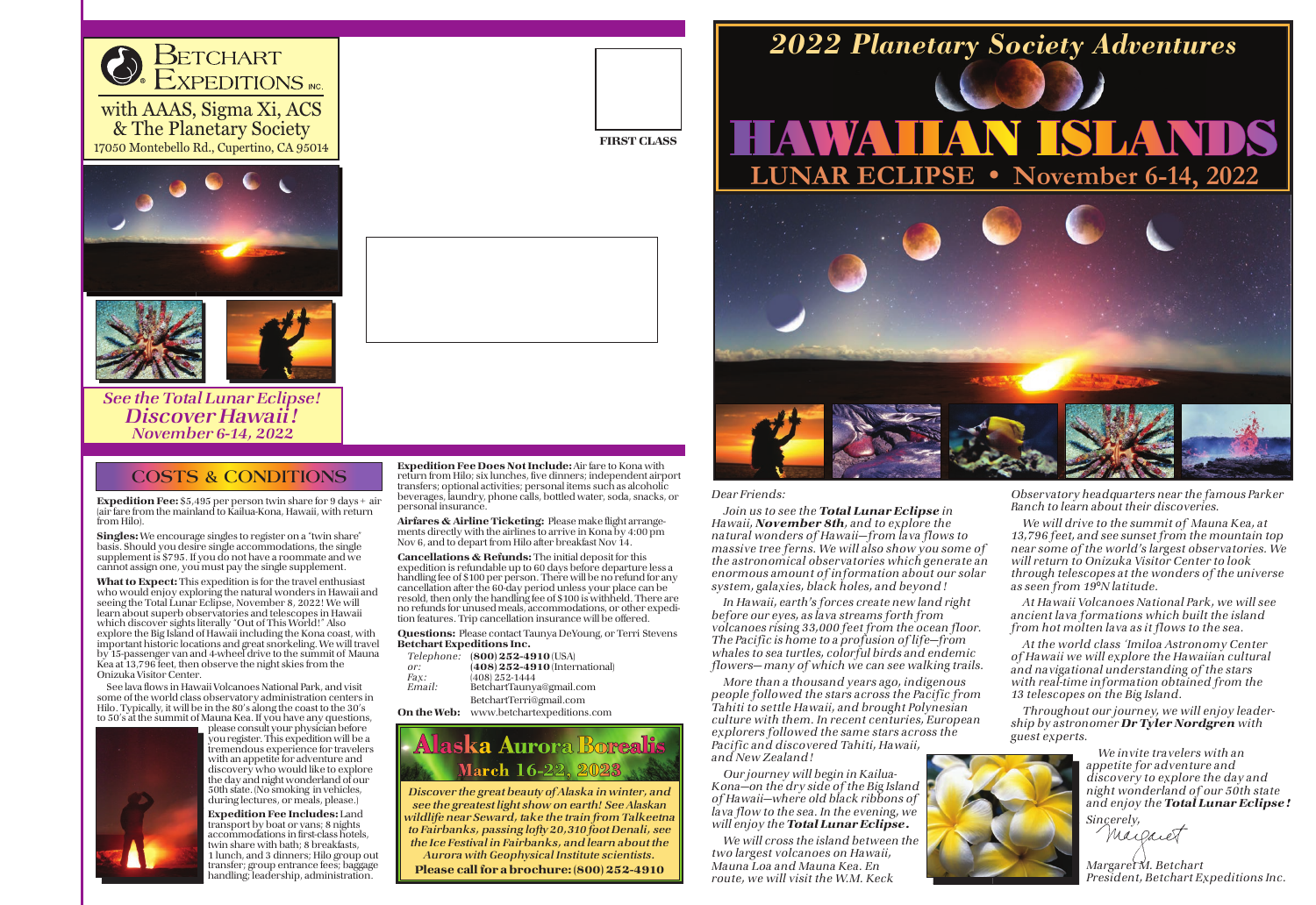# Betchart Expeditions Inc.

with AAAS, Sigma Xi, ACS
& The Planetary Society
17050 Montebello Rd., Cupertino, CA 95014

FIRST CLASS

*See the Total Lunar Eclipse!*
*Discover Hawaii!*
*November 6-14, 2022*

## COSTS & CONDITIONS

**Expedition Fee:** $5,495 per person twin share for 9 days + air (air fare from the mainland to Kailua-Kona, Hawaii, with return from Hilo).

**Singles:** We encourage singles to register on a "twin share" basis. Should you desire single accommodations, the single supplement is $795. If you do not have a roommate and we cannot assign one, you must pay the single supplement.

**What to Expect:** This expedition is for the travel enthusiast who would enjoy exploring the natural wonders in Hawaii and seeing the Total Lunar Eclipse, November 8, 2022! We will learn about superb observatories and telescopes in Hawaii which discover sights literally "Out of This World!" Also explore the Big Island of Hawaii including the Kona coast, with important historic locations and great snorkeling. We will travel by 15-passenger van and 4-wheel drive to the summit of Mauna Kea at 13,796 feet, then observe the night skies from the Onizuka Visitor Center.

See lava flows in Hawaii Volcanoes National Park, and visit some of the world class observatory administration centers in Hilo. Typically, it will be in the 80's along the coast to the 30's to 50's at the summit of Mauna Kea. If you have any questions, please consult your physician before you register. This expedition will be a tremendous experience for travelers with an appetite for adventure and discovery who would like to explore the day and night wonderland of our 50th state. (No smoking in vehicles, during lectures, or meals, please.)

**Expedition Fee Includes:** Land transport by boat or vans; 8 nights accommodations in first-class hotels, twin share with bath; 8 breakfasts, 1 lunch, and 3 dinners; Hilo group out transfer; group entrance fees; baggage handling; leadership, administration.

**Expedition Fee Does Not Include:** Air fare to Kona with return from Hilo; six lunches, five dinners; independent airport transfers; optional activities; personal items such as alcoholic beverages, laundry, phone calls, bottled water, soda, snacks, or personal insurance.

**Airfares & Airline Ticketing:** Please make flight arrangements directly with the airlines to arrive in Kona by 4:00 pm Nov 6, and to depart from Hilo after breakfast Nov 14.

**Cancellations & Refunds:** The initial deposit for this expedition is refundable up to 60 days before departure less a handling fee of $100 per person. There will be no refund for any cancellation after the 60-day period unless your place can be resold, then only the handling fee of $100 is withheld. There are no refunds for unused meals, accommodations, or other expedition features. Trip cancellation insurance will be offered.

**Questions:** Please contact Taunya DeYoung, or Terri Stevens **Betchart Expeditions Inc.**

*Telephone:* **(800) 252-4910** (USA)
*or:* **(408) 252-4910** (International)
*Fax:* (408) 252-1444
*Email:* BetchartTaunya@gmail.com
BetchartTerri@gmail.com

**On the Web:** www.betchartexpeditions.com

### Alaska Aurora Borealis
**March 16-22, 2023**

*Discover the great beauty of Alaska in winter, and see the greatest light show on earth! See Alaskan wildlife near Seward, take the train from Talkeetna to Fairbanks, passing lofty 20,310 foot Denali, see the Ice Festival in Fairbanks, and learn about the Aurora with Geophysical Institute scientists.*

**Please call for a brochure: (800) 252-4910**

# 2022 Planetary Society Adventures

# HAWAIIAN ISLANDS

## LUNAR ECLIPSE • November 6-14, 2022

*Dear Friends:*

*Join us to see the **Total Lunar Eclipse** in Hawaii, **November 8th**, and to explore the natural wonders of Hawaii—from lava flows to massive tree ferns. We will also show you some of the astronomical observatories which generate an enormous amount of information about our solar system, galaxies, black holes, and beyond!*

*In Hawaii, earth's forces create new land right before our eyes, as lava streams forth from volcanoes rising 33,000 feet from the ocean floor. The Pacific is home to a profusion of life—from whales to sea turtles, colorful birds and endemic flowers— many of which we can see walking trails.*

*More than a thousand years ago, indigenous people followed the stars across the Pacific from Tahiti to settle Hawaii, and brought Polynesian culture with them. In recent centuries, European explorers followed the same stars across the Pacific and discovered Tahiti, Hawaii, and New Zealand!*

*Our journey will begin in Kailua-Kona—on the dry side of the Big Island of Hawaii—where old black ribbons of lava flow to the sea. In the evening, we will enjoy the **Total Lunar Eclipse.***

*We will cross the island between the two largest volcanoes on Hawaii, Mauna Loa and Mauna Kea. En route, we will visit the W.M. Keck Observatory headquarters near the famous Parker Ranch to learn about their discoveries.*

*We will drive to the summit of Mauna Kea, at 13,796 feet, and see sunset from the mountain top near some of the world's largest observatories. We will return to Onizuka Visitor Center to look through telescopes at the wonders of the universe as seen from 19°N latitude.*

*At Hawaii Volcanoes National Park, we will see ancient lava formations which built the island from hot molten lava as it flows to the sea.*

*At the world class 'Imiloa Astronomy Center of Hawaii we will explore the Hawaiian cultural and navigational understanding of the stars with real-time information obtained from the 13 telescopes on the Big Island.*

*Throughout our journey, we will enjoy leadership by astronomer **Dr Tyler Nordgren** with guest experts.*

*We invite travelers with an appetite for adventure and discovery to explore the day and night wonderland of our 50th state and enjoy the **Total Lunar Eclipse!***

*Sincerely,*

*Margaret*

*Margaret M. Betchart*
*President, Betchart Expeditions Inc.*